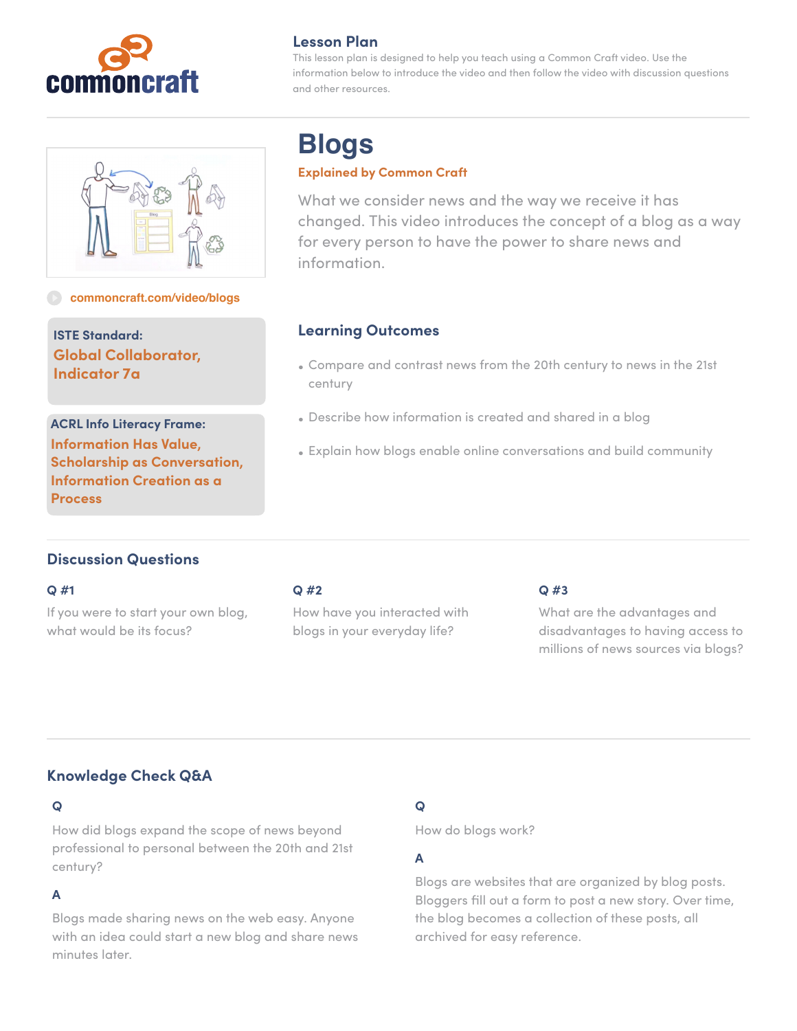commoncraft

## Lesson Plan

This lesson plan is designed to help you teach using a Common Craft video. Use the information below to introduce the video and then follow the video with discussion questions and other resources.

# Blogs

**Explained by Common Craft**

What we consider news and the way we receive it has changed. This video introduces the concept of a blog as a way for every person to have the power to share news and information.

commoncraft.com/video/blogs

**ISTE Standard:**
**Global Collaborator, Indicator 7a**

**ACRL Info Literacy Frame:**
**Information Has Value, Scholarship as Conversation, Information Creation as a Process**

## Learning Outcomes

- Compare and contrast news from the 20th century to news in the 21st century
- Describe how information is created and shared in a blog
- Explain how blogs enable online conversations and build community

## Discussion Questions

**Q #1**

If you were to start your own blog, what would be its focus?

**Q #2**

How have you interacted with blogs in your everyday life?

**Q #3**

What are the advantages and disadvantages to having access to millions of news sources via blogs?

## Knowledge Check Q&A

**Q**

How did blogs expand the scope of news beyond professional to personal between the 20th and 21st century?

**A**

Blogs made sharing news on the web easy. Anyone with an idea could start a new blog and share news minutes later.

**Q**

How do blogs work?

**A**

Blogs are websites that are organized by blog posts. Bloggers fill out a form to post a new story. Over time, the blog becomes a collection of these posts, all archived for easy reference.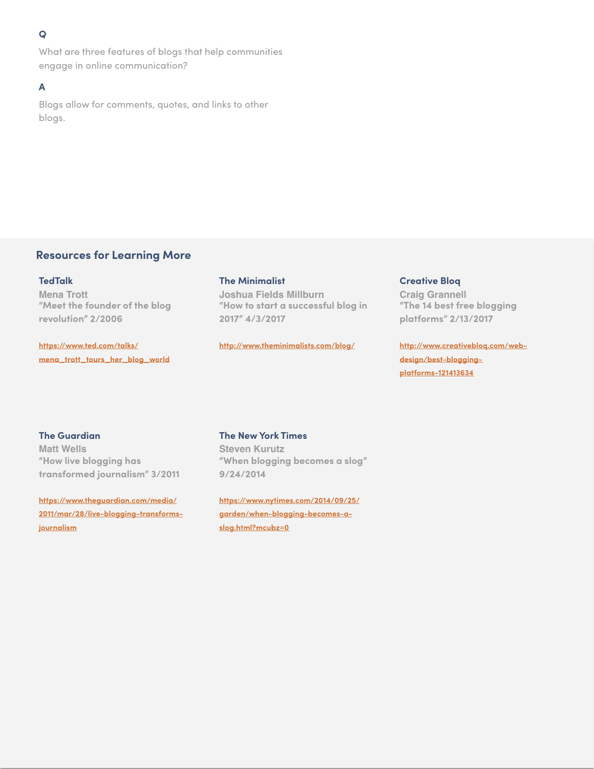**Q**

What are three features of blogs that help communities engage in online communication?

**A**

Blogs allow for comments, quotes, and links to other blogs.

## Resources for Learning More

**TedTalk**
Mena Trott
"Meet the founder of the blog revolution" 2/2006

https://www.ted.com/talks/mena_trott_tours_her_blog_world

**The Minimalist**
Joshua Fields Millburn
"How to start a successful blog in 2017" 4/3/2017

http://www.theminimalists.com/blog/

**Creative Bloq**
Craig Grannell
"The 14 best free blogging platforms" 2/13/2017

http://www.creativebloq.com/web-design/best-blogging-platforms-121413634

**The Guardian**
Matt Wells
"How live blogging has transformed journalism" 3/2011

https://www.theguardian.com/media/2011/mar/28/live-blogging-transforms-journalism

**The New York Times**
Steven Kurutz
"When blogging becomes a slog" 9/24/2014

https://www.nytimes.com/2014/09/25/garden/when-blogging-becomes-a-slog.html?mcubz=0